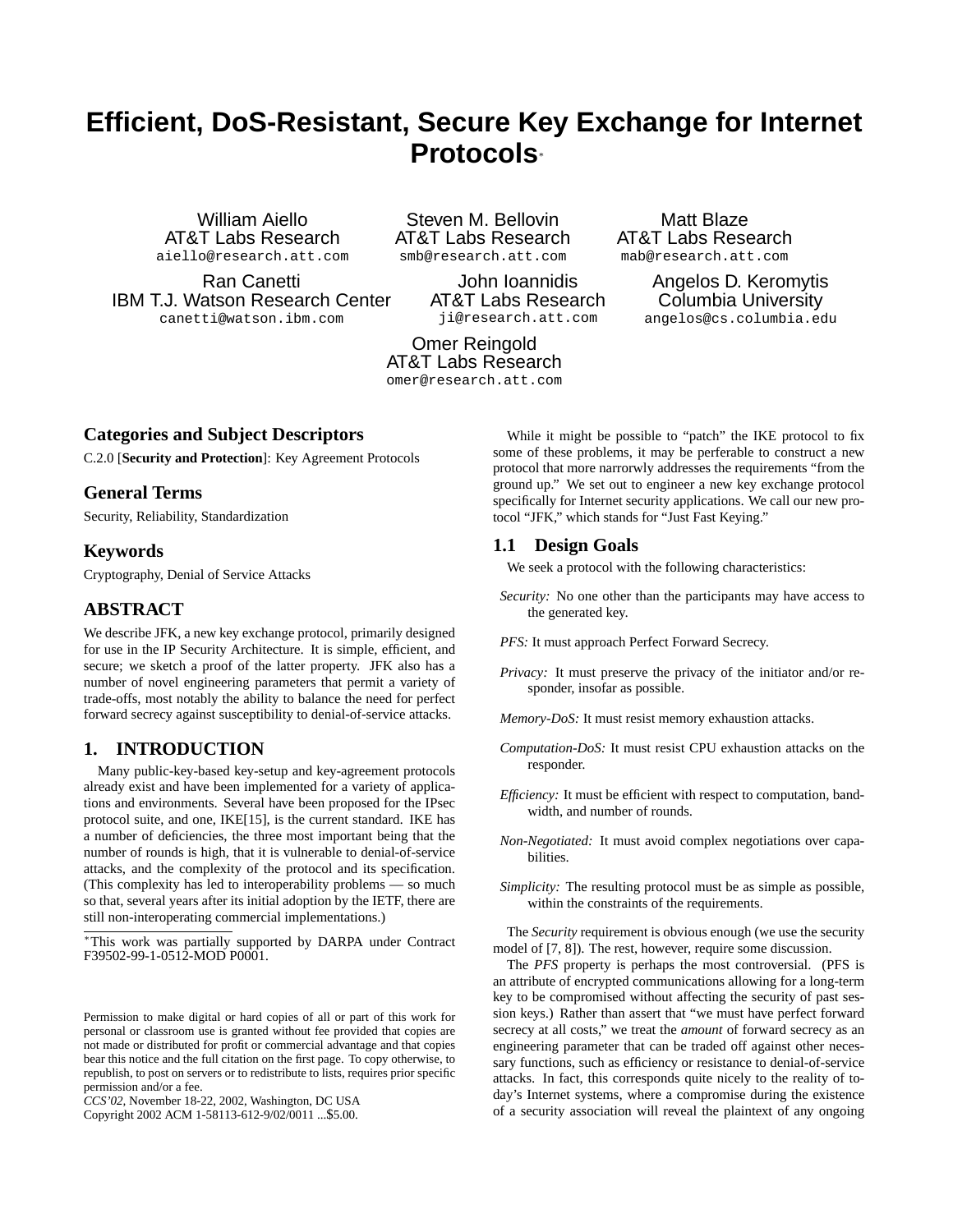# Efficient, DoS-Resistant, Secure Key Exchange for Internet Protocols*

William Aiello
AT&T Labs Research
aiello@research.att.com

Steven M. Bellovin
AT&T Labs Research
smb@research.att.com

Matt Blaze
AT&T Labs Research
mab@research.att.com

Ran Canetti
IBM T.J. Watson Research Center
canetti@watson.ibm.com

John Ioannidis
AT&T Labs Research
ji@research.att.com

Angelos D. Keromytis
Columbia University
angelos@cs.columbia.edu

Omer Reingold
AT&T Labs Research
omer@research.att.com

## Categories and Subject Descriptors

C.2.0 [**Security and Protection**]: Key Agreement Protocols

## General Terms

Security, Reliability, Standardization

## Keywords

Cryptography, Denial of Service Attacks

## ABSTRACT

We describe JFK, a new key exchange protocol, primarily designed for use in the IP Security Architecture. It is simple, efficient, and secure; we sketch a proof of the latter property. JFK also has a number of novel engineering parameters that permit a variety of trade-offs, most notably the ability to balance the need for perfect forward secrecy against susceptibility to denial-of-service attacks.

## 1. INTRODUCTION

Many public-key-based key-setup and key-agreement protocols already exist and have been implemented for a variety of applications and environments. Several have been proposed for the IPsec protocol suite, and one, IKE[15], is the current standard. IKE has a number of deficiencies, the three most important being that the number of rounds is high, that it is vulnerable to denial-of-service attacks, and the complexity of the protocol and its specification. (This complexity has led to interoperability problems — so much so that, several years after its initial adoption by the IETF, there are still non-interoperating commercial implementations.)

*This work was partially supported by DARPA under Contract F39502-99-1-0512-MOD P0001.

Permission to make digital or hard copies of all or part of this work for personal or classroom use is granted without fee provided that copies are not made or distributed for profit or commercial advantage and that copies bear this notice and the full citation on the first page. To copy otherwise, to republish, to post on servers or to redistribute to lists, requires prior specific permission and/or a fee.
*CCS'02*, November 18-22, 2002, Washington, DC USA
Copyright 2002 ACM 1-58113-612-9/02/0011 ...$5.00.

While it might be possible to "patch" the IKE protocol to fix some of these problems, it may be perferable to construct a new protocol that more narrorwly addresses the requirements "from the ground up." We set out to engineer a new key exchange protocol specifically for Internet security applications. We call our new protocol "JFK," which stands for "Just Fast Keying."

### 1.1 Design Goals

We seek a protocol with the following characteristics:

*Security:* No one other than the participants may have access to the generated key.

*PFS:* It must approach Perfect Forward Secrecy.

*Privacy:* It must preserve the privacy of the initiator and/or responder, insofar as possible.

*Memory-DoS:* It must resist memory exhaustion attacks.

*Computation-DoS:* It must resist CPU exhaustion attacks on the responder.

*Efficiency:* It must be efficient with respect to computation, bandwidth, and number of rounds.

*Non-Negotiated:* It must avoid complex negotiations over capabilities.

*Simplicity:* The resulting protocol must be as simple as possible, within the constraints of the requirements.

The *Security* requirement is obvious enough (we use the security model of [7, 8]). The rest, however, require some discussion.

The *PFS* property is perhaps the most controversial. (PFS is an attribute of encrypted communications allowing for a long-term key to be compromised without affecting the security of past session keys.) Rather than assert that "we must have perfect forward secrecy at all costs," we treat the *amount* of forward secrecy as an engineering parameter that can be traded off against other necessary functions, such as efficiency or resistance to denial-of-service attacks. In fact, this corresponds quite nicely to the reality of today's Internet systems, where a compromise during the existence of a security association will reveal the plaintext of any ongoing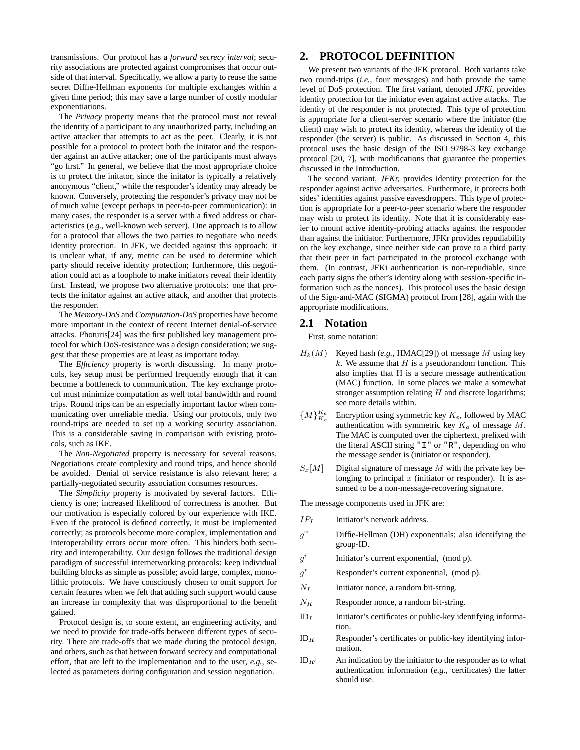transmissions. Our protocol has a *forward secrecy interval*; security associations are protected against compromises that occur outside of that interval. Specifically, we allow a party to reuse the same secret Diffie-Hellman exponents for multiple exchanges within a given time period; this may save a large number of costly modular exponentiations.

The *Privacy* property means that the protocol must not reveal the identity of a participant to any unauthorized party, including an active attacker that attempts to act as the peer. Clearly, it is not possible for a protocol to protect both the initator and the responder against an active attacker; one of the participants must always "go first." In general, we believe that the most appropriate choice is to protect the initator, since the initator is typically a relatively anonymous "client," while the responder's identity may already be known. Conversely, protecting the responder's privacy may not be of much value (except perhaps in peer-to-peer communication): in many cases, the responder is a server with a fixed address or characteristics (*e.g.,* well-known web server). One approach is to allow for a protocol that allows the two parties to negotiate who needs identity protection. In JFK, we decided against this approach: it is unclear what, if any, metric can be used to determine which party should receive identity protection; furthermore, this negotiation could act as a loophole to make initiators reveal their identity first. Instead, we propose two alternative protocols: one that protects the initator against an active attack, and another that protects the responder.

The *Memory-DoS* and *Computation-DoS* properties have become more important in the context of recent Internet denial-of-service attacks. Photuris[24] was the first published key management protocol for which DoS-resistance was a design consideration; we suggest that these properties are at least as important today.

The *Efficiency* property is worth discussing. In many protocols, key setup must be performed frequently enough that it can become a bottleneck to communication. The key exchange protocol must minimize computation as well total bandwidth and round trips. Round trips can be an especially important factor when communicating over unreliable media. Using our protocols, only two round-trips are needed to set up a working security association. This is a considerable saving in comparison with existing protocols, such as IKE.

The *Non-Negotiated* property is necessary for several reasons. Negotiations create complexity and round trips, and hence should be avoided. Denial of service resistance is also relevant here; a partially-negotiated security association consumes resources.

The *Simplicity* property is motivated by several factors. Efficiency is one; increased likelihood of correctness is another. But our motivation is especially colored by our experience with IKE. Even if the protocol is defined correctly, it must be implemented correctly; as protocols become more complex, implementation and interoperability errors occur more often. This hinders both security and interoperability. Our design follows the traditional design paradigm of successful internetworking protocols: keep individual building blocks as simple as possible; avoid large, complex, monolithic protocols. We have consciously chosen to omit support for certain features when we felt that adding such support would cause an increase in complexity that was disproportional to the benefit gained.

Protocol design is, to some extent, an engineering activity, and we need to provide for trade-offs between different types of security. There are trade-offs that we made during the protocol design, and others, such as that between forward secrecy and computational effort, that are left to the implementation and to the user, *e.g.,* selected as parameters during configuration and session negotiation.

## 2. PROTOCOL DEFINITION

We present two variants of the JFK protocol. Both variants take two round-trips (*i.e.,* four messages) and both provide the same level of DoS protection. The first variant, denoted *JFKi,* provides identity protection for the initiator even against active attacks. The identity of the responder is not protected. This type of protection is appropriate for a client-server scenario where the initiator (the client) may wish to protect its identity, whereas the identity of the responder (the server) is public. As discussed in Section 4, this protocol uses the basic design of the ISO 9798-3 key exchange protocol [20, 7], with modifications that guarantee the properties discussed in the Introduction.

The second variant, *JFKr,* provides identity protection for the responder against active adversaries. Furthermore, it protects both sides' identities against passive eavesdroppers. This type of protection is appropriate for a peer-to-peer scenario where the responder may wish to protect its identity. Note that it is considerably easier to mount active identity-probing attacks against the responder than against the initiator. Furthermore, JFKr provides repudiability on the key exchange, since neither side can prove to a third party that their peer in fact participated in the protocol exchange with them. (In contrast, JFKi authentication is non-repudiable, since each party signs the other's identity along with session-specific information such as the nonces). This protocol uses the basic design of the Sign-and-MAC (SIGMA) protocol from [28], again with the appropriate modifications.

### 2.1 Notation

First, some notation:

- $H_k(M)$ — Keyed hash (*e.g.,* HMAC[29]) of message $M$ using key $k$. We assume that $H$ is a pseudorandom function. This also implies that H is a secure message authentication (MAC) function. In some places we make a somewhat stronger assumption relating $H$ and discrete logarithms; see more details within.
- $\{M\}^{K_e}_{K_a}$ — Encryption using symmetric key $K_e$, followed by MAC authentication with symmetric key $K_a$ of message $M$. The MAC is computed over the ciphertext, prefixed with the literal ASCII string `"I"` or `"R"`, depending on who the message sender is (initiator or responder).
- $S_x[M]$ — Digital signature of message $M$ with the private key belonging to principal $x$ (initiator or responder). It is assumed to be a non-message-recovering signature.

The message components used in JFK are:

- $IP_I$ — Initiator's network address.
- $g^x$ — Diffie-Hellman (DH) exponentials; also identifying the group-ID.
- $g^i$ — Initiator's current exponential, (mod p).
- $g^r$ — Responder's current exponential, (mod p).
- $N_I$ — Initiator nonce, a random bit-string.
- $N_R$ — Responder nonce, a random bit-string.
- $\mathrm{ID}_I$ — Initiator's certificates or public-key identifying information.
- $\mathrm{ID}_R$ — Responder's certificates or public-key identifying information.
- $\mathrm{ID}_{R'}$ — An indication by the initiator to the responder as to what authentication information (*e.g.,* certificates) the latter should use.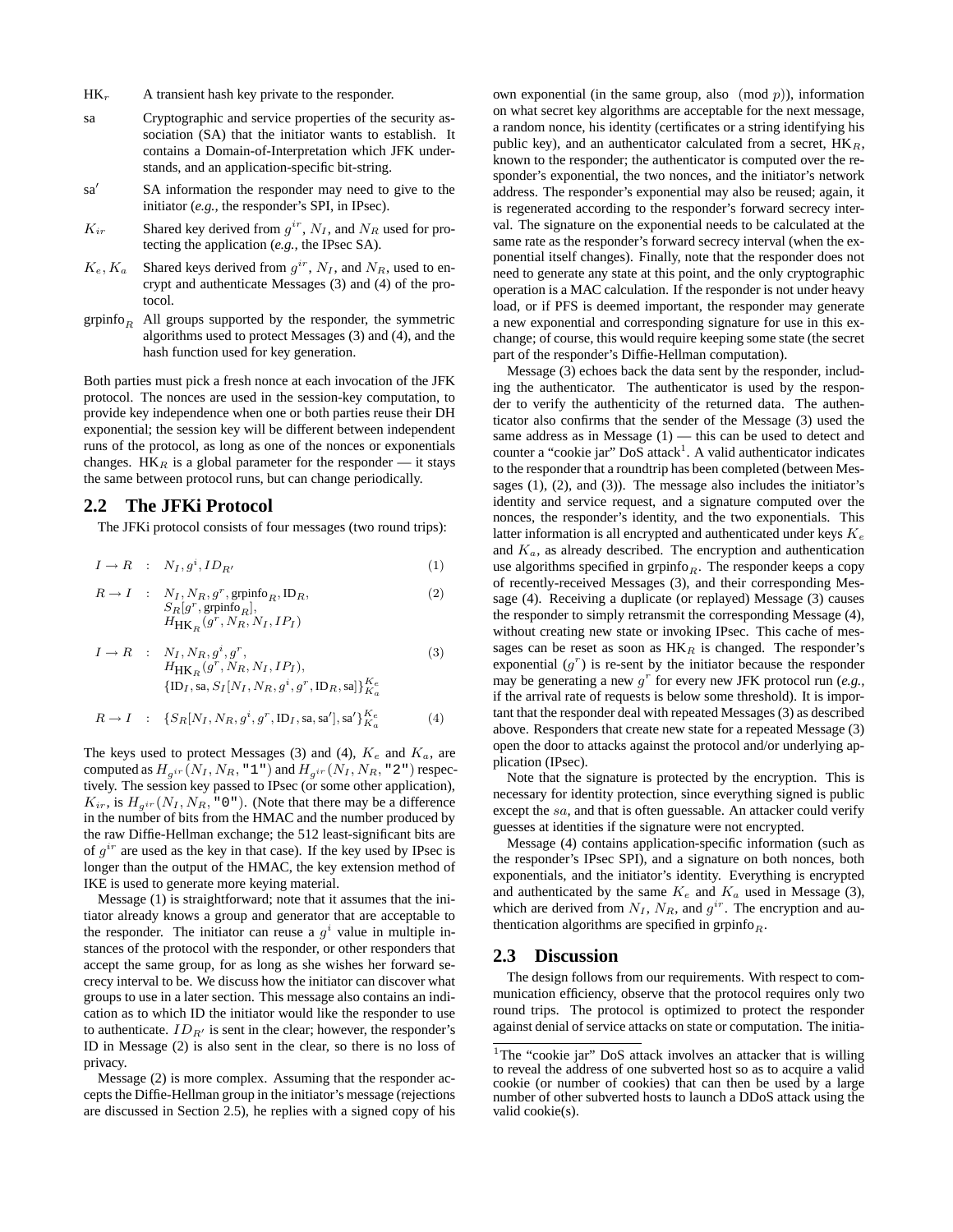$\mathrm{HK}_r$ A transient hash key private to the responder.

sa Cryptographic and service properties of the security association (SA) that the initiator wants to establish. It contains a Domain-of-Interpretation which JFK understands, and an application-specific bit-string.

sa$'$ SA information the responder may need to give to the initiator (*e.g.*, the responder's SPI, in IPsec).

$K_{ir}$ Shared key derived from $g^{ir}$, $N_I$, and $N_R$ used for protecting the application (*e.g.*, the IPsec SA).

$K_e, K_a$ Shared keys derived from $g^{ir}$, $N_I$, and $N_R$, used to encrypt and authenticate Messages (3) and (4) of the protocol.

$\mathrm{grpinfo}_R$ All groups supported by the responder, the symmetric algorithms used to protect Messages (3) and (4), and the hash function used for key generation.

Both parties must pick a fresh nonce at each invocation of the JFK protocol. The nonces are used in the session-key computation, to provide key independence when one or both parties reuse their DH exponential; the session key will be different between independent runs of the protocol, as long as one of the nonces or exponentials changes. $\mathrm{HK}_R$ is a global parameter for the responder — it stays the same between protocol runs, but can change periodically.

## 2.2 The JFKi Protocol

The JFKi protocol consists of four messages (two round trips):

$$I \rightarrow R \; : \; N_I, g^i, ID_{R'} \qquad (1)$$

$$R \rightarrow I \; : \; N_I, N_R, g^r, \mathrm{grpinfo}_R, \mathrm{ID}_R, S_R[g^r, \mathrm{grpinfo}_R], H_{\mathrm{HK}_R}(g^r, N_R, N_I, IP_I) \qquad (2)$$

$$I \rightarrow R \; : \; N_I, N_R, g^i, g^r, H_{\mathrm{HK}_R}(g^r, N_R, N_I, IP_I), \{\mathrm{ID}_I, \mathrm{sa}, S_I[N_I, N_R, g^i, g^r, \mathrm{ID}_R, \mathrm{sa}]\}^{K_e}_{K_a} \qquad (3)$$

$$R \rightarrow I \; : \; \{S_R[N_I, N_R, g^i, g^r, \mathrm{ID}_I, \mathrm{sa}, \mathrm{sa}'], \mathrm{sa}'\}^{K_e}_{K_a} \qquad (4)$$

The keys used to protect Messages (3) and (4), $K_e$ and $K_a$, are computed as $H_{g^{ir}}(N_I, N_R, \texttt{"1"})$ and $H_{g^{ir}}(N_I, N_R, \texttt{"2"})$ respectively. The session key passed to IPsec (or some other application), $K_{ir}$, is $H_{g^{ir}}(N_I, N_R, \texttt{"0"})$. (Note that there may be a difference in the number of bits from the HMAC and the number produced by the raw Diffie-Hellman exchange; the 512 least-significant bits are of $g^{ir}$ are used as the key in that case). If the key used by IPsec is longer than the output of the HMAC, the key extension method of IKE is used to generate more keying material.

Message (1) is straightforward; note that it assumes that the initiator already knows a group and generator that are acceptable to the responder. The initiator can reuse a $g^i$ value in multiple instances of the protocol with the responder, or other responders that accept the same group, for as long as she wishes her forward secrecy interval to be. We discuss how the initiator can discover what groups to use in a later section. This message also contains an indication as to which ID the initiator would like the responder to use to authenticate. $ID_{R'}$ is sent in the clear; however, the responder's ID in Message (2) is also sent in the clear, so there is no loss of privacy.

Message (2) is more complex. Assuming that the responder accepts the Diffie-Hellman group in the initiator's message (rejections are discussed in Section 2.5), he replies with a signed copy of his own exponential (in the same group, also $\pmod{p}$), information on what secret key algorithms are acceptable for the next message, a random nonce, his identity (certificates or a string identifying his public key), and an authenticator calculated from a secret, $\mathrm{HK}_R$, known to the responder; the authenticator is computed over the responder's exponential, the two nonces, and the initiator's network address. The responder's exponential may also be reused; again, it is regenerated according to the responder's forward secrecy interval. The signature on the exponential needs to be calculated at the same rate as the responder's forward secrecy interval (when the exponential itself changes). Finally, note that the responder does not need to generate any state at this point, and the only cryptographic operation is a MAC calculation. If the responder is not under heavy load, or if PFS is deemed important, the responder may generate a new exponential and corresponding signature for use in this exchange; of course, this would require keeping some state (the secret part of the responder's Diffie-Hellman computation).

Message (3) echoes back the data sent by the responder, including the authenticator. The authenticator is used by the responder to verify the authenticity of the returned data. The authenticator also confirms that the sender of the Message (3) used the same address as in Message (1) — this can be used to detect and counter a "cookie jar" DoS attack[1]. A valid authenticator indicates to the responder that a roundtrip has been completed (between Messages (1), (2), and (3)). The message also includes the initiator's identity and service request, and a signature computed over the nonces, the responder's identity, and the two exponentials. This latter information is all encrypted and authenticated under keys $K_e$ and $K_a$, as already described. The encryption and authentication use algorithms specified in $\mathrm{grpinfo}_R$. The responder keeps a copy of recently-received Messages (3), and their corresponding Message (4). Receiving a duplicate (or replayed) Message (3) causes the responder to simply retransmit the corresponding Message (4), without creating new state or invoking IPsec. This cache of messages can be reset as soon as $\mathrm{HK}_R$ is changed. The responder's exponential ($g^r$) is re-sent by the initiator because the responder may be generating a new $g^r$ for every new JFK protocol run (*e.g.*, if the arrival rate of requests is below some threshold). It is important that the responder deal with repeated Messages (3) as described above. Responders that create new state for a repeated Message (3) open the door to attacks against the protocol and/or underlying application (IPsec).

Note that the signature is protected by the encryption. This is necessary for identity protection, since everything signed is public except the $sa$, and that is often guessable. An attacker could verify guesses at identities if the signature were not encrypted.

Message (4) contains application-specific information (such as the responder's IPsec SPI), and a signature on both nonces, both exponentials, and the initiator's identity. Everything is encrypted and authenticated by the same $K_e$ and $K_a$ used in Message (3), which are derived from $N_I$, $N_R$, and $g^{ir}$. The encryption and authentication algorithms are specified in $\mathrm{grpinfo}_R$.

## 2.3 Discussion

The design follows from our requirements. With respect to communication efficiency, observe that the protocol requires only two round trips. The protocol is optimized to protect the responder against denial of service attacks on state or computation. The initia-

[1]The "cookie jar" DoS attack involves an attacker that is willing to reveal the address of one subverted host so as to acquire a valid cookie (or number of cookies) that can then be used by a large number of other subverted hosts to launch a DDoS attack using the valid cookie(s).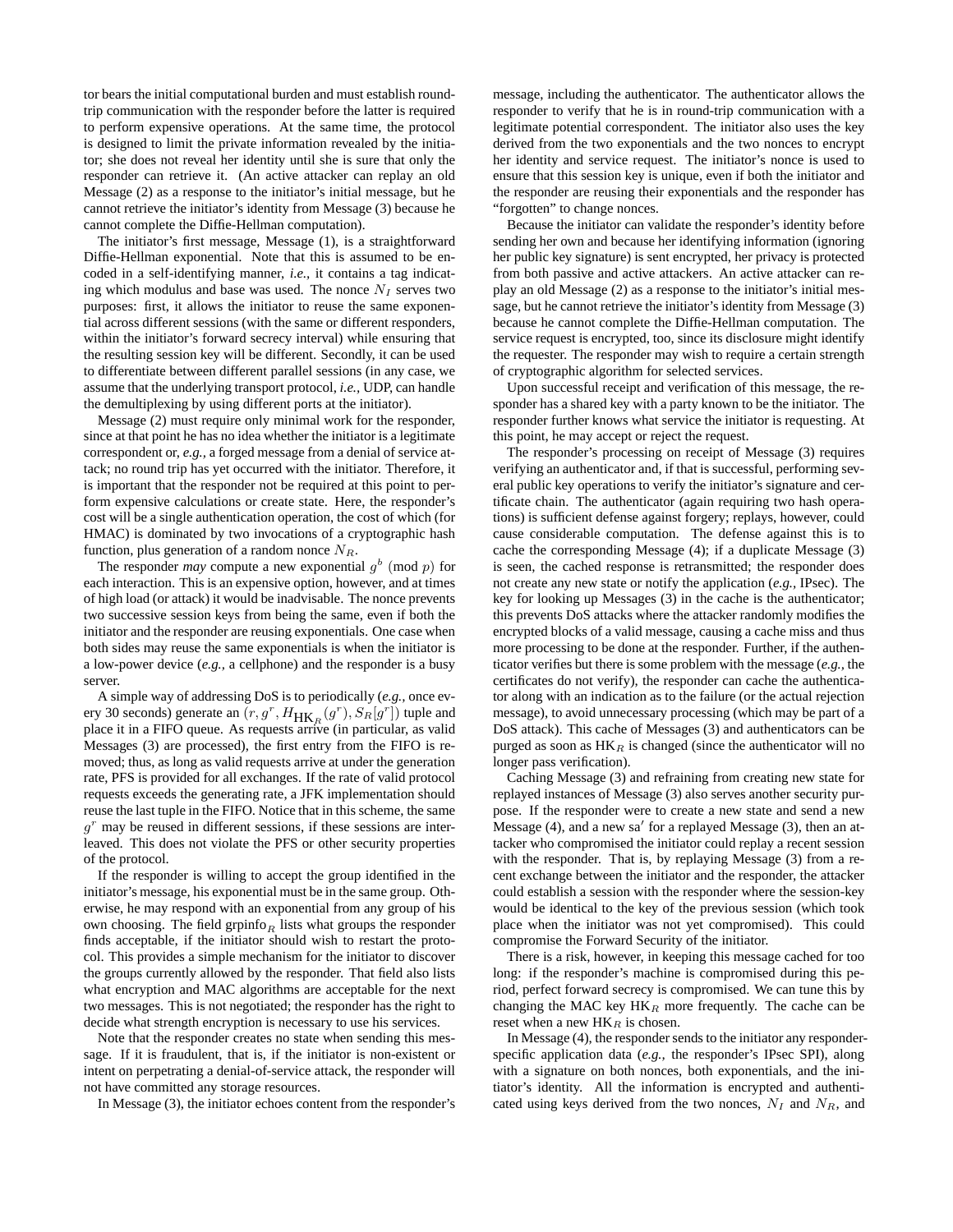tor bears the initial computational burden and must establish round-trip communication with the responder before the latter is required to perform expensive operations. At the same time, the protocol is designed to limit the private information revealed by the initiator; she does not reveal her identity until she is sure that only the responder can retrieve it. (An active attacker can replay an old Message (2) as a response to the initiator's initial message, but he cannot retrieve the initiator's identity from Message (3) because he cannot complete the Diffie-Hellman computation).

The initiator's first message, Message (1), is a straightforward Diffie-Hellman exponential. Note that this is assumed to be encoded in a self-identifying manner, *i.e.,* it contains a tag indicating which modulus and base was used. The nonce $N_I$ serves two purposes: first, it allows the initiator to reuse the same exponential across different sessions (with the same or different responders, within the initiator's forward secrecy interval) while ensuring that the resulting session key will be different. Secondly, it can be used to differentiate between different parallel sessions (in any case, we assume that the underlying transport protocol, *i.e.,* UDP, can handle the demultiplexing by using different ports at the initiator).

Message (2) must require only minimal work for the responder, since at that point he has no idea whether the initiator is a legitimate correspondent or, *e.g.,* a forged message from a denial of service attack; no round trip has yet occurred with the initiator. Therefore, it is important that the responder not be required at this point to perform expensive calculations or create state. Here, the responder's cost will be a single authentication operation, the cost of which (for HMAC) is dominated by two invocations of a cryptographic hash function, plus generation of a random nonce $N_R$.

The responder *may* compute a new exponential $g^b \pmod{p}$ for each interaction. This is an expensive option, however, and at times of high load (or attack) it would be inadvisable. The nonce prevents two successive session keys from being the same, even if both the initiator and the responder are reusing exponentials. One case when both sides may reuse the same exponentials is when the initiator is a low-power device (*e.g.,* a cellphone) and the responder is a busy server.

A simple way of addressing DoS is to periodically (*e.g.,* once every 30 seconds) generate an $(r, g^r, H_{\text{HK}_R}(g^r), S_R[g^r])$ tuple and place it in a FIFO queue. As requests arrive (in particular, as valid Messages (3) are processed), the first entry from the FIFO is removed; thus, as long as valid requests arrive at under the generation rate, PFS is provided for all exchanges. If the rate of valid protocol requests exceeds the generating rate, a JFK implementation should reuse the last tuple in the FIFO. Notice that in this scheme, the same $g^r$ may be reused in different sessions, if these sessions are interleaved. This does not violate the PFS or other security properties of the protocol.

If the responder is willing to accept the group identified in the initiator's message, his exponential must be in the same group. Otherwise, he may respond with an exponential from any group of his own choosing. The field grpinfo$_R$ lists what groups the responder finds acceptable, if the initiator should wish to restart the protocol. This provides a simple mechanism for the initiator to discover the groups currently allowed by the responder. That field also lists what encryption and MAC algorithms are acceptable for the next two messages. This is not negotiated; the responder has the right to decide what strength encryption is necessary to use his services.

Note that the responder creates no state when sending this message. If it is fraudulent, that is, if the initiator is non-existent or intent on perpetrating a denial-of-service attack, the responder will not have committed any storage resources.

In Message (3), the initiator echoes content from the responder's message, including the authenticator. The authenticator allows the responder to verify that he is in round-trip communication with a legitimate potential correspondent. The initiator also uses the key derived from the two exponentials and the two nonces to encrypt her identity and service request. The initiator's nonce is used to ensure that this session key is unique, even if both the initiator and the responder are reusing their exponentials and the responder has "forgotten" to change nonces.

Because the initiator can validate the responder's identity before sending her own and because her identifying information (ignoring her public key signature) is sent encrypted, her privacy is protected from both passive and active attackers. An active attacker can replay an old Message (2) as a response to the initiator's initial message, but he cannot retrieve the initiator's identity from Message (3) because he cannot complete the Diffie-Hellman computation. The service request is encrypted, too, since its disclosure might identify the requester. The responder may wish to require a certain strength of cryptographic algorithm for selected services.

Upon successful receipt and verification of this message, the responder has a shared key with a party known to be the initiator. The responder further knows what service the initiator is requesting. At this point, he may accept or reject the request.

The responder's processing on receipt of Message (3) requires verifying an authenticator and, if that is successful, performing several public key operations to verify the initiator's signature and certificate chain. The authenticator (again requiring two hash operations) is sufficient defense against forgery; replays, however, could cause considerable computation. The defense against this is to cache the corresponding Message (4); if a duplicate Message (3) is seen, the cached response is retransmitted; the responder does not create any new state or notify the application (*e.g.,* IPsec). The key for looking up Messages (3) in the cache is the authenticator; this prevents DoS attacks where the attacker randomly modifies the encrypted blocks of a valid message, causing a cache miss and thus more processing to be done at the responder. Further, if the authenticator verifies but there is some problem with the message (*e.g.,* the certificates do not verify), the responder can cache the authenticator along with an indication as to the failure (or the actual rejection message), to avoid unnecessary processing (which may be part of a DoS attack). This cache of Messages (3) and authenticators can be purged as soon as HK$_R$ is changed (since the authenticator will no longer pass verification).

Caching Message (3) and refraining from creating new state for replayed instances of Message (3) also serves another security purpose. If the responder were to create a new state and send a new Message (4), and a new sa$'$ for a replayed Message (3), then an attacker who compromised the initiator could replay a recent session with the responder. That is, by replaying Message (3) from a recent exchange between the initiator and the responder, the attacker could establish a session with the responder where the session-key would be identical to the key of the previous session (which took place when the initiator was not yet compromised). This could compromise the Forward Security of the initiator.

There is a risk, however, in keeping this message cached for too long: if the responder's machine is compromised during this period, perfect forward secrecy is compromised. We can tune this by changing the MAC key HK$_R$ more frequently. The cache can be reset when a new HK$_R$ is chosen.

In Message (4), the responder sends to the initiator any responder-specific application data (*e.g.,* the responder's IPsec SPI), along with a signature on both nonces, both exponentials, and the initiator's identity. All the information is encrypted and authenticated using keys derived from the two nonces, $N_I$ and $N_R$, and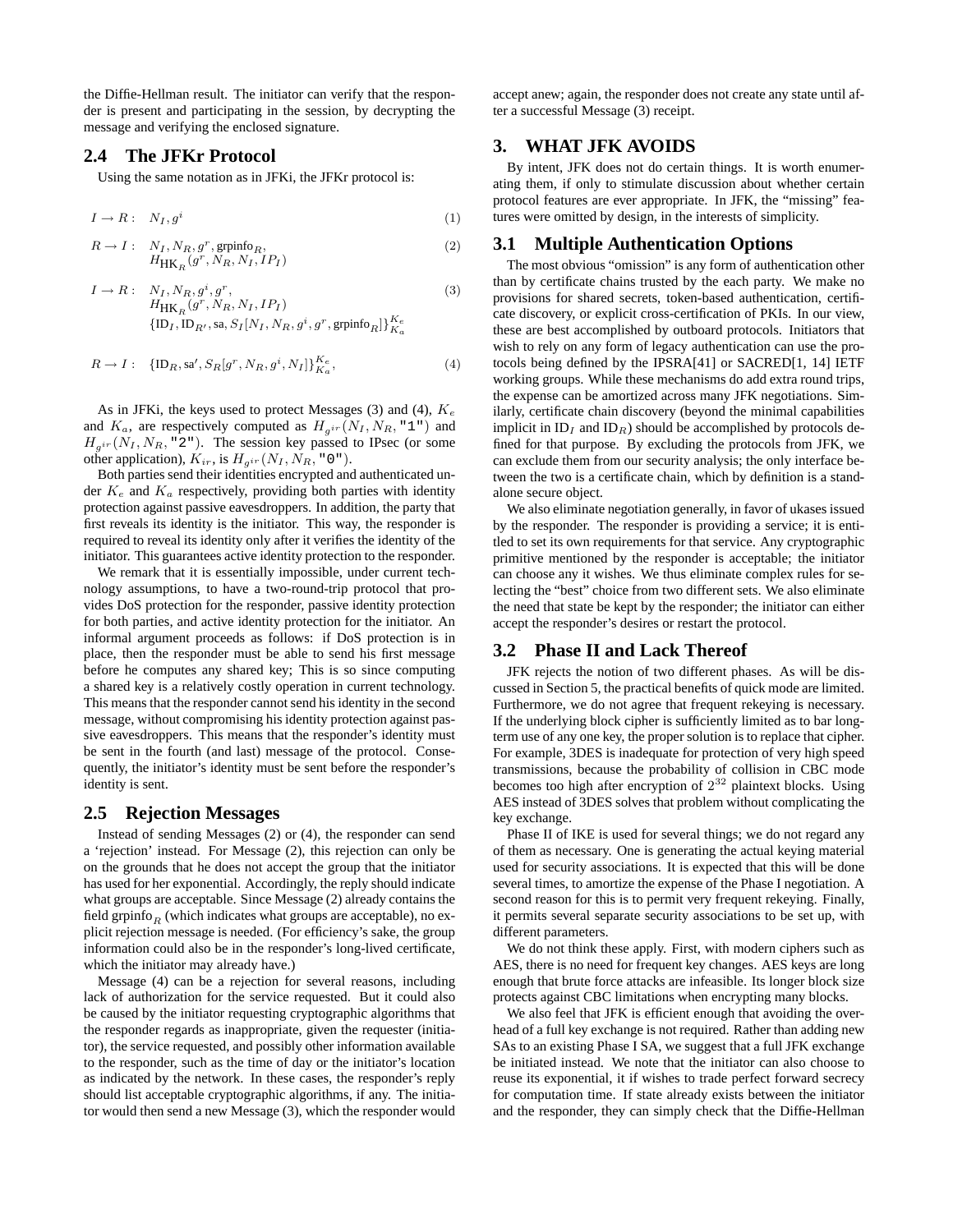the Diffie-Hellman result. The initiator can verify that the responder is present and participating in the session, by decrypting the message and verifying the enclosed signature.

## 2.4 The JFKr Protocol

Using the same notation as in JFKi, the JFKr protocol is:

$$I \to R: \quad N_I, g^i \tag{1}$$

$$R \to I: \quad N_I, N_R, g^r, \text{grpinfo}_R, \; H_{\text{HK}_R}(g^r, N_R, N_I, IP_I) \tag{2}$$

$$I \to R: \quad N_I, N_R, g^i, g^r, \; H_{\text{HK}_R}(g^r, N_R, N_I, IP_I) \; \{\text{ID}_I, \text{ID}_{R'}, \text{sa}, S_I[N_I, N_R, g^i, g^r, \text{grpinfo}_R]\}_{K_a}^{K_e} \tag{3}$$

$$R \to I: \quad \{\text{ID}_R, \text{sa}', S_R[g^r, N_R, g^i, N_I]\}_{K_a}^{K_e}, \tag{4}$$

As in JFKi, the keys used to protect Messages (3) and (4), $K_e$ and $K_a$, are respectively computed as $H_{g^{ir}}(N_I, N_R, \texttt{"1"})$ and $H_{g^{ir}}(N_I, N_R, \texttt{"2"})$. The session key passed to IPsec (or some other application), $K_{ir}$, is $H_{g^{ir}}(N_I, N_R, \texttt{"0"})$.

Both parties send their identities encrypted and authenticated under $K_e$ and $K_a$ respectively, providing both parties with identity protection against passive eavesdroppers. In addition, the party that first reveals its identity is the initiator. This way, the responder is required to reveal its identity only after it verifies the identity of the initiator. This guarantees active identity protection to the responder.

We remark that it is essentially impossible, under current technology assumptions, to have a two-round-trip protocol that provides DoS protection for the responder, passive identity protection for both parties, and active identity protection for the initiator. An informal argument proceeds as follows: if DoS protection is in place, then the responder must be able to send his first message before he computes any shared key; This is so since computing a shared key is a relatively costly operation in current technology. This means that the responder cannot send his identity in the second message, without compromising his identity protection against passive eavesdroppers. This means that the responder's identity must be sent in the fourth (and last) message of the protocol. Consequently, the initiator's identity must be sent before the responder's identity is sent.

## 2.5 Rejection Messages

Instead of sending Messages (2) or (4), the responder can send a 'rejection' instead. For Message (2), this rejection can only be on the grounds that he does not accept the group that the initiator has used for her exponential. Accordingly, the reply should indicate what groups are acceptable. Since Message (2) already contains the field $\text{grpinfo}_R$ (which indicates what groups are acceptable), no explicit rejection message is needed. (For efficiency's sake, the group information could also be in the responder's long-lived certificate, which the initiator may already have.)

Message (4) can be a rejection for several reasons, including lack of authorization for the service requested. But it could also be caused by the initiator requesting cryptographic algorithms that the responder regards as inappropriate, given the requester (initiator), the service requested, and possibly other information available to the responder, such as the time of day or the initiator's location as indicated by the network. In these cases, the responder's reply should list acceptable cryptographic algorithms, if any. The initiator would then send a new Message (3), which the responder would accept anew; again, the responder does not create any state until after a successful Message (3) receipt.

# 3. WHAT JFK AVOIDS

By intent, JFK does not do certain things. It is worth enumerating them, if only to stimulate discussion about whether certain protocol features are ever appropriate. In JFK, the "missing" features were omitted by design, in the interests of simplicity.

## 3.1 Multiple Authentication Options

The most obvious "omission" is any form of authentication other than by certificate chains trusted by the each party. We make no provisions for shared secrets, token-based authentication, certificate discovery, or explicit cross-certification of PKIs. In our view, these are best accomplished by outboard protocols. Initiators that wish to rely on any form of legacy authentication can use the protocols being defined by the IPSRA[41] or SACRED[1, 14] IETF working groups. While these mechanisms do add extra round trips, the expense can be amortized across many JFK negotiations. Similarly, certificate chain discovery (beyond the minimal capabilities implicit in $\text{ID}_I$ and $\text{ID}_R$) should be accomplished by protocols defined for that purpose. By excluding the protocols from JFK, we can exclude them from our security analysis; the only interface between the two is a certificate chain, which by definition is a standalone secure object.

We also eliminate negotiation generally, in favor of ukases issued by the responder. The responder is providing a service; it is entitled to set its own requirements for that service. Any cryptographic primitive mentioned by the responder is acceptable; the initiator can choose any it wishes. We thus eliminate complex rules for selecting the "best" choice from two different sets. We also eliminate the need that state be kept by the responder; the initiator can either accept the responder's desires or restart the protocol.

## 3.2 Phase II and Lack Thereof

JFK rejects the notion of two different phases. As will be discussed in Section 5, the practical benefits of quick mode are limited. Furthermore, we do not agree that frequent rekeying is necessary. If the underlying block cipher is sufficiently limited as to bar long-term use of any one key, the proper solution is to replace that cipher. For example, 3DES is inadequate for protection of very high speed transmissions, because the probability of collision in CBC mode becomes too high after encryption of $2^{32}$ plaintext blocks. Using AES instead of 3DES solves that problem without complicating the key exchange.

Phase II of IKE is used for several things; we do not regard any of them as necessary. One is generating the actual keying material used for security associations. It is expected that this will be done several times, to amortize the expense of the Phase I negotiation. A second reason for this is to permit very frequent rekeying. Finally, it permits several separate security associations to be set up, with different parameters.

We do not think these apply. First, with modern ciphers such as AES, there is no need for frequent key changes. AES keys are long enough that brute force attacks are infeasible. Its longer block size protects against CBC limitations when encrypting many blocks.

We also feel that JFK is efficient enough that avoiding the overhead of a full key exchange is not required. Rather than adding new SAs to an existing Phase I SA, we suggest that a full JFK exchange be initiated instead. We note that the initiator can also choose to reuse its exponential, it if wishes to trade perfect forward secrecy for computation time. If state already exists between the initiator and the responder, they can simply check that the Diffie-Hellman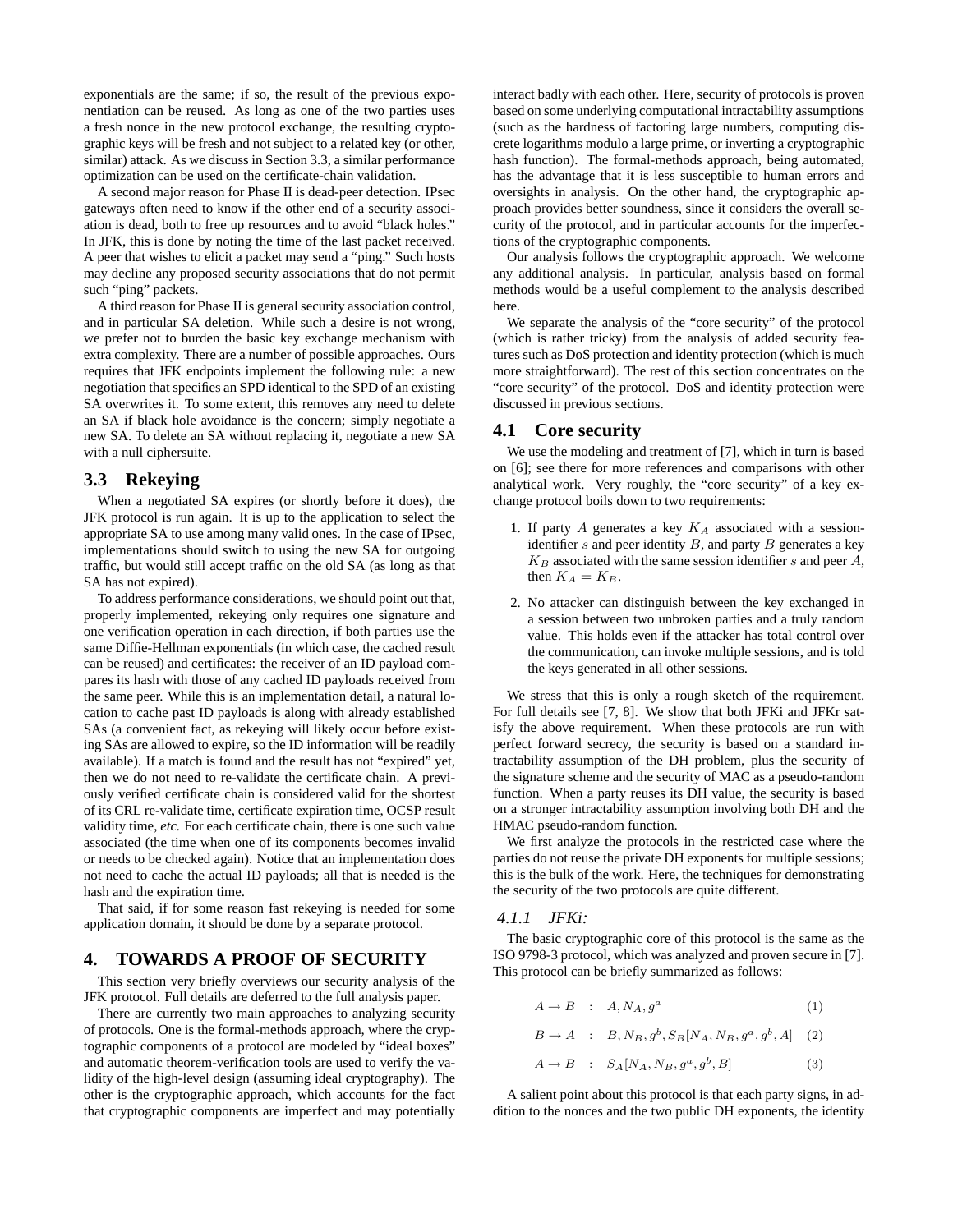exponentials are the same; if so, the result of the previous exponentiation can be reused. As long as one of the two parties uses a fresh nonce in the new protocol exchange, the resulting cryptographic keys will be fresh and not subject to a related key (or other, similar) attack. As we discuss in Section 3.3, a similar performance optimization can be used on the certificate-chain validation.

A second major reason for Phase II is dead-peer detection. IPsec gateways often need to know if the other end of a security association is dead, both to free up resources and to avoid "black holes." In JFK, this is done by noting the time of the last packet received. A peer that wishes to elicit a packet may send a "ping." Such hosts may decline any proposed security associations that do not permit such "ping" packets.

A third reason for Phase II is general security association control, and in particular SA deletion. While such a desire is not wrong, we prefer not to burden the basic key exchange mechanism with extra complexity. There are a number of possible approaches. Ours requires that JFK endpoints implement the following rule: a new negotiation that specifies an SPD identical to the SPD of an existing SA overwrites it. To some extent, this removes any need to delete an SA if black hole avoidance is the concern; simply negotiate a new SA. To delete an SA without replacing it, negotiate a new SA with a null ciphersuite.

## 3.3 Rekeying

When a negotiated SA expires (or shortly before it does), the JFK protocol is run again. It is up to the application to select the appropriate SA to use among many valid ones. In the case of IPsec, implementations should switch to using the new SA for outgoing traffic, but would still accept traffic on the old SA (as long as that SA has not expired).

To address performance considerations, we should point out that, properly implemented, rekeying only requires one signature and one verification operation in each direction, if both parties use the same Diffie-Hellman exponentials (in which case, the cached result can be reused) and certificates: the receiver of an ID payload compares its hash with those of any cached ID payloads received from the same peer. While this is an implementation detail, a natural location to cache past ID payloads is along with already established SAs (a convenient fact, as rekeying will likely occur before existing SAs are allowed to expire, so the ID information will be readily available). If a match is found and the result has not "expired" yet, then we do not need to re-validate the certificate chain. A previously verified certificate chain is considered valid for the shortest of its CRL re-validate time, certificate expiration time, OCSP result validity time, *etc.* For each certificate chain, there is one such value associated (the time when one of its components becomes invalid or needs to be checked again). Notice that an implementation does not need to cache the actual ID payloads; all that is needed is the hash and the expiration time.

That said, if for some reason fast rekeying is needed for some application domain, it should be done by a separate protocol.

# 4. TOWARDS A PROOF OF SECURITY

This section very briefly overviews our security analysis of the JFK protocol. Full details are deferred to the full analysis paper.

There are currently two main approaches to analyzing security of protocols. One is the formal-methods approach, where the cryptographic components of a protocol are modeled by "ideal boxes" and automatic theorem-verification tools are used to verify the validity of the high-level design (assuming ideal cryptography). The other is the cryptographic approach, which accounts for the fact that cryptographic components are imperfect and may potentially interact badly with each other. Here, security of protocols is proven based on some underlying computational intractability assumptions (such as the hardness of factoring large numbers, computing discrete logarithms modulo a large prime, or inverting a cryptographic hash function). The formal-methods approach, being automated, has the advantage that it is less susceptible to human errors and oversights in analysis. On the other hand, the cryptographic approach provides better soundness, since it considers the overall security of the protocol, and in particular accounts for the imperfections of the cryptographic components.

Our analysis follows the cryptographic approach. We welcome any additional analysis. In particular, analysis based on formal methods would be a useful complement to the analysis described here.

We separate the analysis of the "core security" of the protocol (which is rather tricky) from the analysis of added security features such as DoS protection and identity protection (which is much more straightforward). The rest of this section concentrates on the "core security" of the protocol. DoS and identity protection were discussed in previous sections.

## 4.1 Core security

We use the modeling and treatment of [7], which in turn is based on [6]; see there for more references and comparisons with other analytical work. Very roughly, the "core security" of a key exchange protocol boils down to two requirements:

1. If party $A$ generates a key $K_A$ associated with a session-identifier $s$ and peer identity $B$, and party $B$ generates a key $K_B$ associated with the same session identifier $s$ and peer $A$, then $K_A = K_B$.
2. No attacker can distinguish between the key exchanged in a session between two unbroken parties and a truly random value. This holds even if the attacker has total control over the communication, can invoke multiple sessions, and is told the keys generated in all other sessions.

We stress that this is only a rough sketch of the requirement. For full details see [7, 8]. We show that both JFKi and JFKr satisfy the above requirement. When these protocols are run with perfect forward secrecy, the security is based on a standard intractability assumption of the DH problem, plus the security of the signature scheme and the security of MAC as a pseudo-random function. When a party reuses its DH value, the security is based on a stronger intractability assumption involving both DH and the HMAC pseudo-random function.

We first analyze the protocols in the restricted case where the parties do not reuse the private DH exponents for multiple sessions; this is the bulk of the work. Here, the techniques for demonstrating the security of the two protocols are quite different.

### 4.1.1 JFKi:

The basic cryptographic core of this protocol is the same as the ISO 9798-3 protocol, which was analyzed and proven secure in [7]. This protocol can be briefly summarized as follows:

$$A \to B \quad : \quad A, N_A, g^a \tag{1}$$

$$B \to A \quad : \quad B, N_B, g^b, S_B[N_A, N_B, g^a, g^b, A] \tag{2}$$

$$A \to B \quad : \quad S_A[N_A, N_B, g^a, g^b, B] \tag{3}$$

A salient point about this protocol is that each party signs, in addition to the nonces and the two public DH exponents, the identity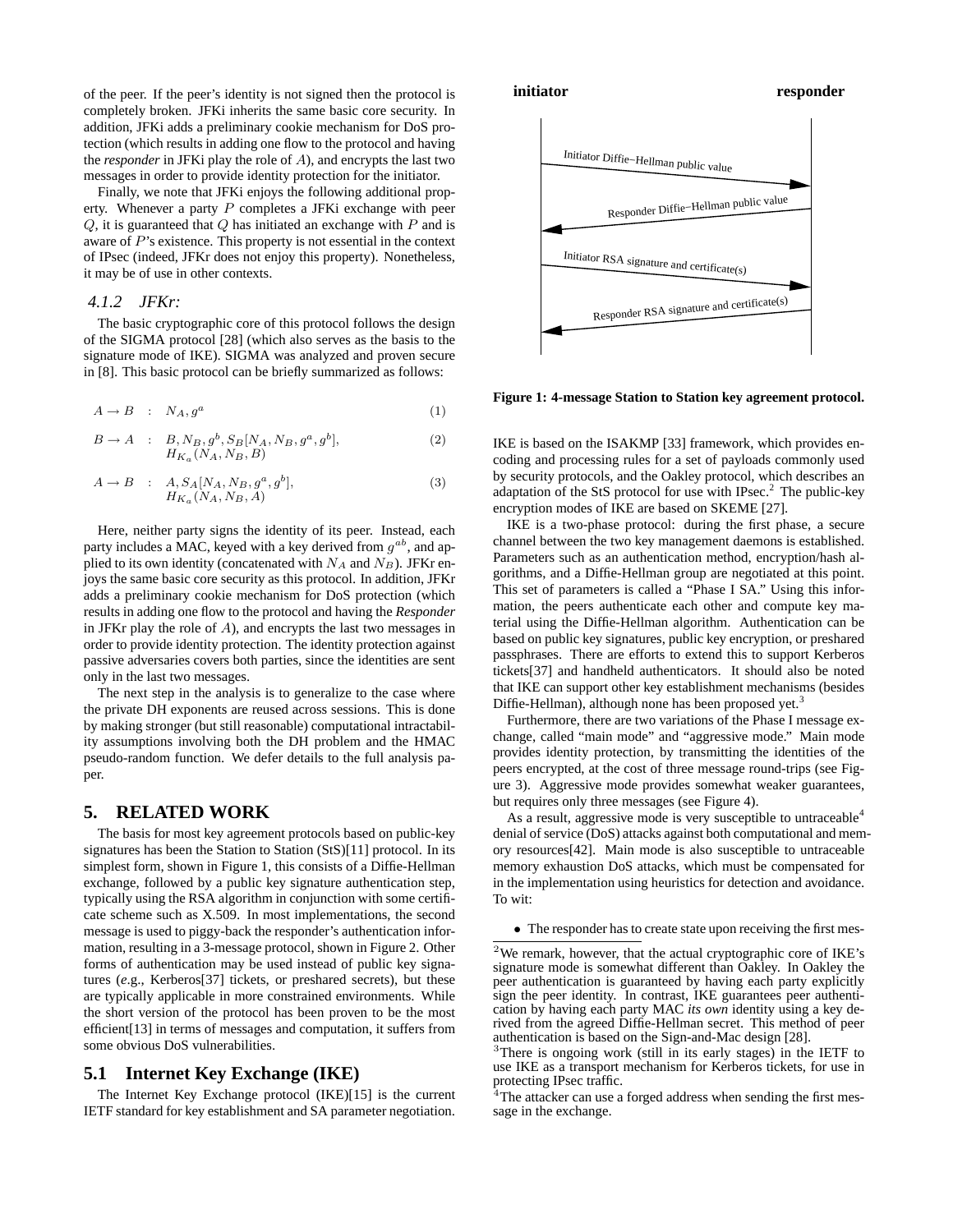of the peer. If the peer's identity is not signed then the protocol is completely broken. JFKi inherits the same basic core security. In addition, JFKi adds a preliminary cookie mechanism for DoS protection (which results in adding one flow to the protocol and having the *responder* in JFKi play the role of $A$), and encrypts the last two messages in order to provide identity protection for the initiator.

Finally, we note that JFKi enjoys the following additional property. Whenever a party $P$ completes a JFKi exchange with peer $Q$, it is guaranteed that $Q$ has initiated an exchange with $P$ and is aware of $P$'s existence. This property is not essential in the context of IPsec (indeed, JFKr does not enjoy this property). Nonetheless, it may be of use in other contexts.

### 4.1.2 JFKr:

The basic cryptographic core of this protocol follows the design of the SIGMA protocol [28] (which also serves as the basis to the signature mode of IKE). SIGMA was analyzed and proven secure in [8]. This basic protocol can be briefly summarized as follows:

$$A \rightarrow B \quad : \quad N_A, g^a \tag{1}$$

$$B \rightarrow A \quad : \quad B, N_B, g^b, S_B[N_A, N_B, g^a, g^b], H_{K_a}(N_A, N_B, B) \tag{2}$$

$$A \rightarrow B \quad : \quad A, S_A[N_A, N_B, g^a, g^b], H_{K_a}(N_A, N_B, A) \tag{3}$$

Here, neither party signs the identity of its peer. Instead, each party includes a MAC, keyed with a key derived from $g^{ab}$, and applied to its own identity (concatenated with $N_A$ and $N_B$). JFKr enjoys the same basic core security as this protocol. In addition, JFKr adds a preliminary cookie mechanism for DoS protection (which results in adding one flow to the protocol and having the *Responder* in JFKr play the role of $A$), and encrypts the last two messages in order to provide identity protection. The identity protection against passive adversaries covers both parties, since the identities are sent only in the last two messages.

The next step in the analysis is to generalize to the case where the private DH exponents are reused across sessions. This is done by making stronger (but still reasonable) computational intractability assumptions involving both the DH problem and the HMAC pseudo-random function. We defer details to the full analysis paper.

## 5. RELATED WORK

The basis for most key agreement protocols based on public-key signatures has been the Station to Station (StS)[11] protocol. In its simplest form, shown in Figure 1, this consists of a Diffie-Hellman exchange, followed by a public key signature authentication step, typically using the RSA algorithm in conjunction with some certificate scheme such as X.509. In most implementations, the second message is used to piggy-back the responder's authentication information, resulting in a 3-message protocol, shown in Figure 2. Other forms of authentication may be used instead of public key signatures (*e*.g., Kerberos[37] tickets, or preshared secrets), but these are typically applicable in more constrained environments. While the short version of the protocol has been proven to be the most efficient[13] in terms of messages and computation, it suffers from some obvious DoS vulnerabilities.

### 5.1 Internet Key Exchange (IKE)

The Internet Key Exchange protocol (IKE)[15] is the current IETF standard for key establishment and SA parameter negotiation.

**initiator** **responder**

Initiator Diffie–Hellman public value →
← Responder Diffie–Hellman public value
Initiator RSA signature and certificate(s) →
← Responder RSA signature and certificate(s)

**Figure 1: 4-message Station to Station key agreement protocol.**

IKE is based on the ISAKMP [33] framework, which provides encoding and processing rules for a set of payloads commonly used by security protocols, and the Oakley protocol, which describes an adaptation of the StS protocol for use with IPsec.[2] The public-key encryption modes of IKE are based on SKEME [27].

IKE is a two-phase protocol: during the first phase, a secure channel between the two key management daemons is established. Parameters such as an authentication method, encryption/hash algorithms, and a Diffie-Hellman group are negotiated at this point. This set of parameters is called a "Phase I SA." Using this information, the peers authenticate each other and compute key material using the Diffie-Hellman algorithm. Authentication can be based on public key signatures, public key encryption, or preshared passphrases. There are efforts to extend this to support Kerberos tickets[37] and handheld authenticators. It should also be noted that IKE can support other key establishment mechanisms (besides Diffie-Hellman), although none has been proposed yet.[3]

Furthermore, there are two variations of the Phase I message exchange, called "main mode" and "aggressive mode." Main mode provides identity protection, by transmitting the identities of the peers encrypted, at the cost of three message round-trips (see Figure 3). Aggressive mode provides somewhat weaker guarantees, but requires only three messages (see Figure 4).

As a result, aggressive mode is very susceptible to untraceable[4] denial of service (DoS) attacks against both computational and memory resources[42]. Main mode is also susceptible to untraceable memory exhaustion DoS attacks, which must be compensated for in the implementation using heuristics for detection and avoidance. To wit:

- The responder has to create state upon receiving the first mes-

[2] We remark, however, that the actual cryptographic core of IKE's signature mode is somewhat different than Oakley. In Oakley the peer authentication is guaranteed by having each party explicitly sign the peer identity. In contrast, IKE guarantees peer authentication by having each party MAC *its own* identity using a key derived from the agreed Diffie-Hellman secret. This method of peer authentication is based on the Sign-and-Mac design [28].

[3] There is ongoing work (still in its early stages) in the IETF to use IKE as a transport mechanism for Kerberos tickets, for use in protecting IPsec traffic.

[4] The attacker can use a forged address when sending the first message in the exchange.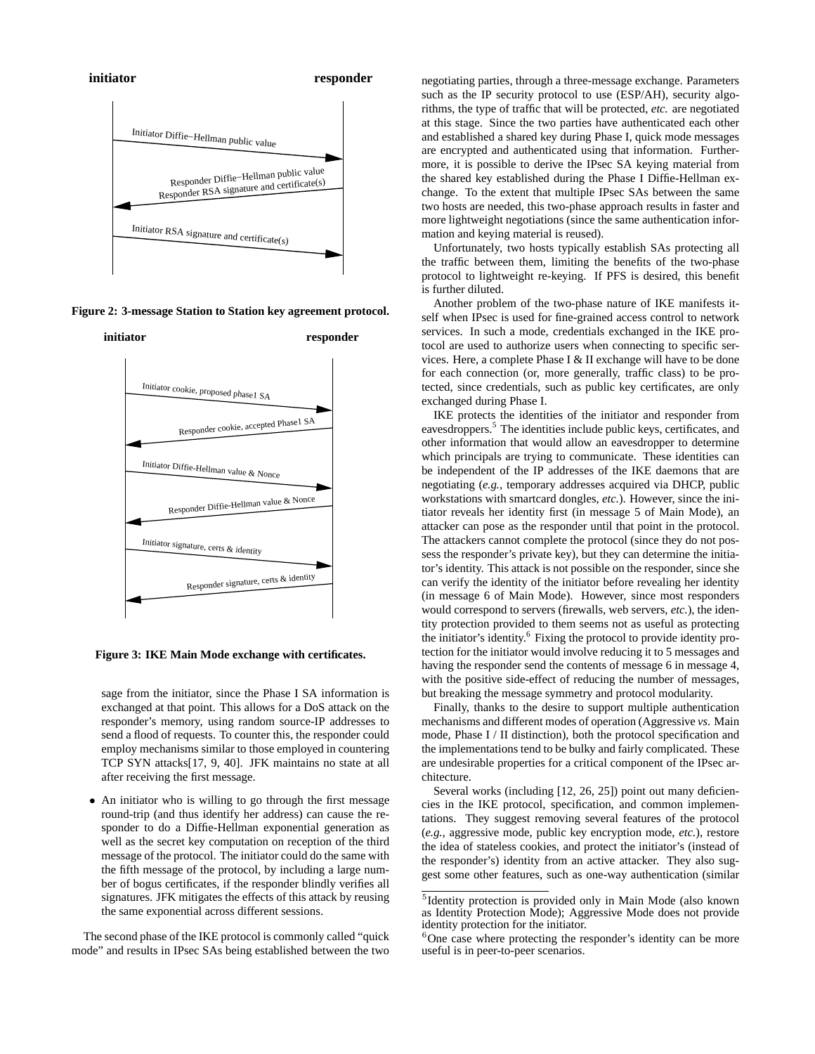initiator responder

Initiator Diffie−Hellman public value

Responder Diffie−Hellman public value
Responder RSA signature and certificate(s)

Initiator RSA signature and certificate(s)

**Figure 2: 3-message Station to Station key agreement protocol.**

initiator responder

Initiator cookie, proposed phase1 SA

Responder cookie, accepted Phase1 SA

Initiator Diffie-Hellman value & Nonce

Responder Diffie-Hellman value & Nonce

Initiator signature, certs & identity

Responder signature, certs & identity

**Figure 3: IKE Main Mode exchange with certificates.**

sage from the initiator, since the Phase I SA information is exchanged at that point. This allows for a DoS attack on the responder's memory, using random source-IP addresses to send a flood of requests. To counter this, the responder could employ mechanisms similar to those employed in countering TCP SYN attacks[17, 9, 40]. JFK maintains no state at all after receiving the first message.

- An initiator who is willing to go through the first message round-trip (and thus identify her address) can cause the responder to do a Diffie-Hellman exponential generation as well as the secret key computation on reception of the third message of the protocol. The initiator could do the same with the fifth message of the protocol, by including a large number of bogus certificates, if the responder blindly verifies all signatures. JFK mitigates the effects of this attack by reusing the same exponential across different sessions.

The second phase of the IKE protocol is commonly called "quick mode" and results in IPsec SAs being established between the two negotiating parties, through a three-message exchange. Parameters such as the IP security protocol to use (ESP/AH), security algorithms, the type of traffic that will be protected, *etc.* are negotiated at this stage. Since the two parties have authenticated each other and established a shared key during Phase I, quick mode messages are encrypted and authenticated using that information. Furthermore, it is possible to derive the IPsec SA keying material from the shared key established during the Phase I Diffie-Hellman exchange. To the extent that multiple IPsec SAs between the same two hosts are needed, this two-phase approach results in faster and more lightweight negotiations (since the same authentication information and keying material is reused).

Unfortunately, two hosts typically establish SAs protecting all the traffic between them, limiting the benefits of the two-phase protocol to lightweight re-keying. If PFS is desired, this benefit is further diluted.

Another problem of the two-phase nature of IKE manifests itself when IPsec is used for fine-grained access control to network services. In such a mode, credentials exchanged in the IKE protocol are used to authorize users when connecting to specific services. Here, a complete Phase I & II exchange will have to be done for each connection (or, more generally, traffic class) to be protected, since credentials, such as public key certificates, are only exchanged during Phase I.

IKE protects the identities of the initiator and responder from eavesdroppers.[5] The identities include public keys, certificates, and other information that would allow an eavesdropper to determine which principals are trying to communicate. These identities can be independent of the IP addresses of the IKE daemons that are negotiating (*e.g.*, temporary addresses acquired via DHCP, public workstations with smartcard dongles, *etc.*). However, since the initiator reveals her identity first (in message 5 of Main Mode), an attacker can pose as the responder until that point in the protocol. The attackers cannot complete the protocol (since they do not possess the responder's private key), but they can determine the initiator's identity. This attack is not possible on the responder, since she can verify the identity of the initiator before revealing her identity (in message 6 of Main Mode). However, since most responders would correspond to servers (firewalls, web servers, *etc.*), the identity protection provided to them seems not as useful as protecting the initiator's identity.[6] Fixing the protocol to provide identity protection for the initiator would involve reducing it to 5 messages and having the responder send the contents of message 6 in message 4, with the positive side-effect of reducing the number of messages, but breaking the message symmetry and protocol modularity.

Finally, thanks to the desire to support multiple authentication mechanisms and different modes of operation (Aggressive *vs.* Main mode, Phase I / II distinction), both the protocol specification and the implementations tend to be bulky and fairly complicated. These are undesirable properties for a critical component of the IPsec architecture.

Several works (including [12, 26, 25]) point out many deficiencies in the IKE protocol, specification, and common implementations. They suggest removing several features of the protocol (*e.g.*, aggressive mode, public key encryption mode, *etc.*), restore the idea of stateless cookies, and protect the initiator's (instead of the responder's) identity from an active attacker. They also suggest some other features, such as one-way authentication (similar

[5] Identity protection is provided only in Main Mode (also known as Identity Protection Mode); Aggressive Mode does not provide identity protection for the initiator.

[6] One case where protecting the responder's identity can be more useful is in peer-to-peer scenarios.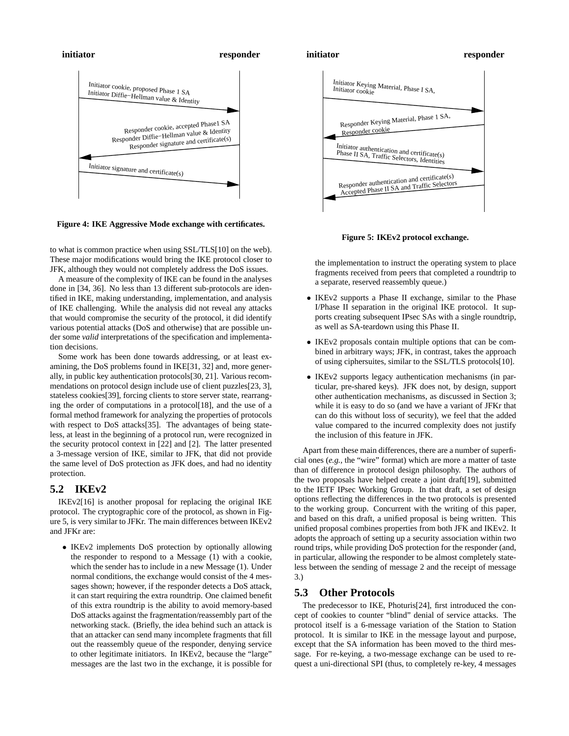**initiator** **responder**

Initiator cookie, proposed Phase 1 SA
Initiator Diffie−Hellman value & Identity

Responder cookie, accepted Phase1 SA
Responder Diffie−Hellman value & Identity
Responder signature and certificate(s)

Initiator signature and certificate(s)

**Figure 4: IKE Aggressive Mode exchange with certificates.**

**initiator** **responder**

Initiator Keying Material, Phase I SA,
Initiator cookie

Responder Keying Material, Phase 1 SA,
Responder cookie

Initiator authentication and certificate(s)
Phase II SA, Traffic Selectors, Identities

Responder authentication and certificate(s)
Accepted Phase II SA and Traffic Selectors

**Figure 5: IKEv2 protocol exchange.**

to what is common practice when using SSL/TLS[10] on the web). These major modifications would bring the IKE protocol closer to JFK, although they would not completely address the DoS issues.

A measure of the complexity of IKE can be found in the analyses done in [34, 36]. No less than 13 different sub-protocols are identified in IKE, making understanding, implementation, and analysis of IKE challenging. While the analysis did not reveal any attacks that would compromise the security of the protocol, it did identify various potential attacks (DoS and otherwise) that are possible under some *valid* interpretations of the specification and implementation decisions.

Some work has been done towards addressing, or at least examining, the DoS problems found in IKE[31, 32] and, more generally, in public key authentication protocols[30, 21]. Various recommendations on protocol design include use of client puzzles[23, 3], stateless cookies[39], forcing clients to store server state, rearranging the order of computations in a protocol[18], and the use of a formal method framework for analyzing the properties of protocols with respect to DoS attacks[35]. The advantages of being stateless, at least in the beginning of a protocol run, were recognized in the security protocol context in [22] and [2]. The latter presented a 3-message version of IKE, similar to JFK, that did not provide the same level of DoS protection as JFK does, and had no identity protection.

## 5.2 IKEv2

IKEv2[16] is another proposal for replacing the original IKE protocol. The cryptographic core of the protocol, as shown in Figure 5, is very similar to JFKr. The main differences between IKEv2 and JFKr are:

- IKEv2 implements DoS protection by optionally allowing the responder to respond to a Message (1) with a cookie, which the sender has to include in a new Message (1). Under normal conditions, the exchange would consist of the 4 messages shown; however, if the responder detects a DoS attack, it can start requiring the extra roundtrip. One claimed benefit of this extra roundtrip is the ability to avoid memory-based DoS attacks against the fragmentation/reassembly part of the networking stack. (Briefly, the idea behind such an attack is that an attacker can send many incomplete fragments that fill out the reassembly queue of the responder, denying service to other legitimate initiators. In IKEv2, because the "large" messages are the last two in the exchange, it is possible for the implementation to instruct the operating system to place fragments received from peers that completed a roundtrip to a separate, reserved reassembly queue.)
- IKEv2 supports a Phase II exchange, similar to the Phase I/Phase II separation in the original IKE protocol. It supports creating subsequent IPsec SAs with a single roundtrip, as well as SA-teardown using this Phase II.
- IKEv2 proposals contain multiple options that can be combined in arbitrary ways; JFK, in contrast, takes the approach of using ciphersuites, similar to the SSL/TLS protocols[10].
- IKEv2 supports legacy authentication mechanisms (in particular, pre-shared keys). JFK does not, by design, support other authentication mechanisms, as discussed in Section 3; while it is easy to do so (and we have a variant of JFKr that can do this without loss of security), we feel that the added value compared to the incurred complexity does not justify the inclusion of this feature in JFK.

Apart from these main differences, there are a number of superficial ones (*e.g.*, the "wire" format) which are more a matter of taste than of difference in protocol design philosophy. The authors of the two proposals have helped create a joint draft[19], submitted to the IETF IPsec Working Group. In that draft, a set of design options reflecting the differences in the two protocols is presented to the working group. Concurrent with the writing of this paper, and based on this draft, a unified proposal is being written. This unified proposal combines properties from both JFK and IKEv2. It adopts the approach of setting up a security association within two round trips, while providing DoS protection for the responder (and, in particular, allowing the responder to be almost completely stateless between the sending of message 2 and the receipt of message 3.)

## 5.3 Other Protocols

The predecessor to IKE, Photuris[24], first introduced the concept of cookies to counter "blind" denial of service attacks. The protocol itself is a 6-message variation of the Station to Station protocol. It is similar to IKE in the message layout and purpose, except that the SA information has been moved to the third message. For re-keying, a two-message exchange can be used to request a uni-directional SPI (thus, to completely re-key, 4 messages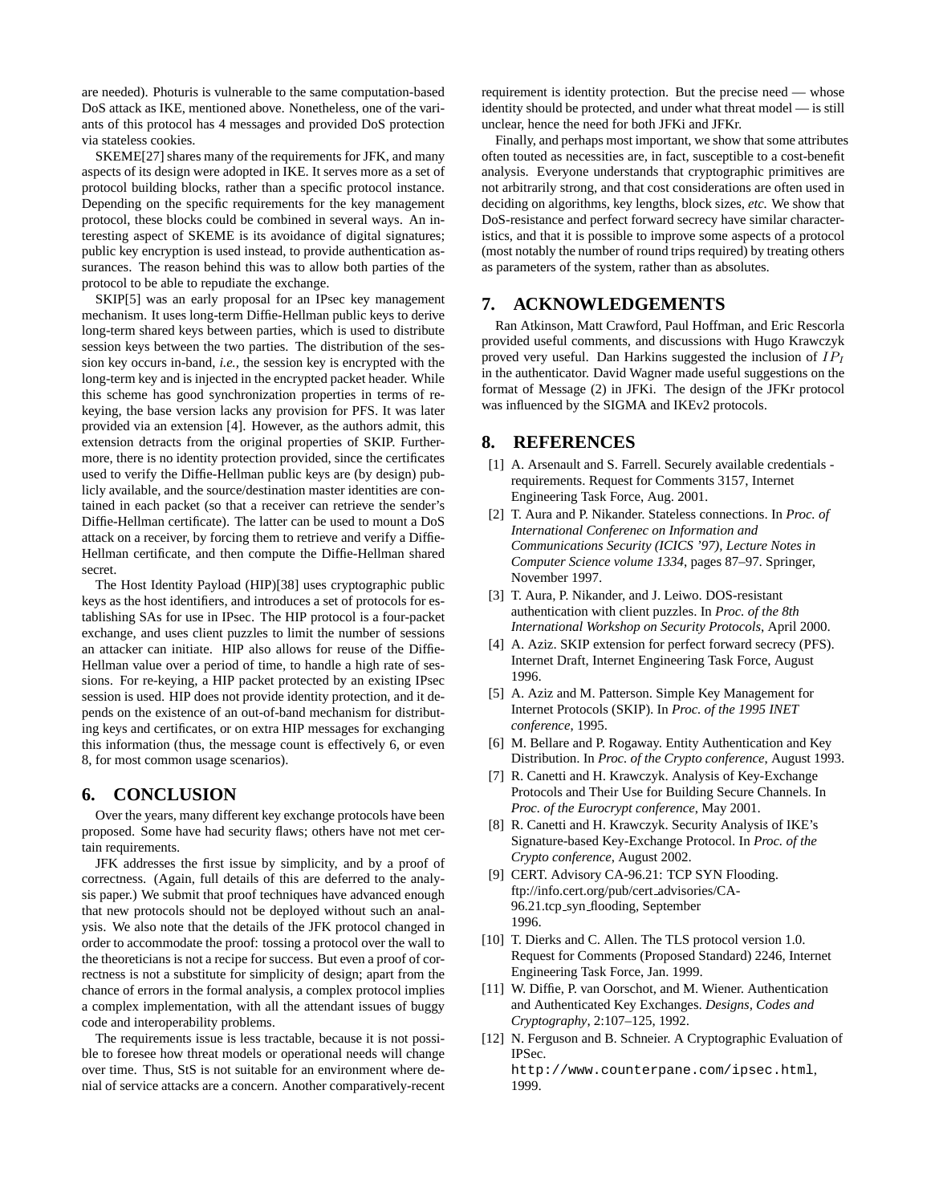are needed). Photuris is vulnerable to the same computation-based DoS attack as IKE, mentioned above. Nonetheless, one of the variants of this protocol has 4 messages and provided DoS protection via stateless cookies.

SKEME[27] shares many of the requirements for JFK, and many aspects of its design were adopted in IKE. It serves more as a set of protocol building blocks, rather than a specific protocol instance. Depending on the specific requirements for the key management protocol, these blocks could be combined in several ways. An interesting aspect of SKEME is its avoidance of digital signatures; public key encryption is used instead, to provide authentication assurances. The reason behind this was to allow both parties of the protocol to be able to repudiate the exchange.

SKIP[5] was an early proposal for an IPsec key management mechanism. It uses long-term Diffie-Hellman public keys to derive long-term shared keys between parties, which is used to distribute session keys between the two parties. The distribution of the session key occurs in-band, *i.e.,* the session key is encrypted with the long-term key and is injected in the encrypted packet header. While this scheme has good synchronization properties in terms of re-keying, the base version lacks any provision for PFS. It was later provided via an extension [4]. However, as the authors admit, this extension detracts from the original properties of SKIP. Furthermore, there is no identity protection provided, since the certificates used to verify the Diffie-Hellman public keys are (by design) publicly available, and the source/destination master identities are contained in each packet (so that a receiver can retrieve the sender's Diffie-Hellman certificate). The latter can be used to mount a DoS attack on a receiver, by forcing them to retrieve and verify a Diffie-Hellman certificate, and then compute the Diffie-Hellman shared secret.

The Host Identity Payload (HIP)[38] uses cryptographic public keys as the host identifiers, and introduces a set of protocols for establishing SAs for use in IPsec. The HIP protocol is a four-packet exchange, and uses client puzzles to limit the number of sessions an attacker can initiate. HIP also allows for reuse of the Diffie-Hellman value over a period of time, to handle a high rate of sessions. For re-keying, a HIP packet protected by an existing IPsec session is used. HIP does not provide identity protection, and it depends on the existence of an out-of-band mechanism for distributing keys and certificates, or on extra HIP messages for exchanging this information (thus, the message count is effectively 6, or even 8, for most common usage scenarios).

## 6. CONCLUSION

Over the years, many different key exchange protocols have been proposed. Some have had security flaws; others have not met certain requirements.

JFK addresses the first issue by simplicity, and by a proof of correctness. (Again, full details of this are deferred to the analysis paper.) We submit that proof techniques have advanced enough that new protocols should not be deployed without such an analysis. We also note that the details of the JFK protocol changed in order to accommodate the proof: tossing a protocol over the wall to the theoreticians is not a recipe for success. But even a proof of correctness is not a substitute for simplicity of design; apart from the chance of errors in the formal analysis, a complex protocol implies a complex implementation, with all the attendant issues of buggy code and interoperability problems.

The requirements issue is less tractable, because it is not possible to foresee how threat models or operational needs will change over time. Thus, StS is not suitable for an environment where denial of service attacks are a concern. Another comparatively-recent requirement is identity protection. But the precise need — whose identity should be protected, and under what threat model — is still unclear, hence the need for both JFKi and JFKr.

Finally, and perhaps most important, we show that some attributes often touted as necessities are, in fact, susceptible to a cost-benefit analysis. Everyone understands that cryptographic primitives are not arbitrarily strong, and that cost considerations are often used in deciding on algorithms, key lengths, block sizes, *etc.* We show that DoS-resistance and perfect forward secrecy have similar characteristics, and that it is possible to improve some aspects of a protocol (most notably the number of round trips required) by treating others as parameters of the system, rather than as absolutes.

## 7. ACKNOWLEDGEMENTS

Ran Atkinson, Matt Crawford, Paul Hoffman, and Eric Rescorla provided useful comments, and discussions with Hugo Krawczyk proved very useful. Dan Harkins suggested the inclusion of $IP_I$ in the authenticator. David Wagner made useful suggestions on the format of Message (2) in JFKi. The design of the JFKr protocol was influenced by the SIGMA and IKEv2 protocols.

## 8. REFERENCES

[1] A. Arsenault and S. Farrell. Securely available credentials - requirements. Request for Comments 3157, Internet Engineering Task Force, Aug. 2001.

[2] T. Aura and P. Nikander. Stateless connections. In *Proc. of International Conferenec on Information and Communications Security (ICICS '97), Lecture Notes in Computer Science volume 1334*, pages 87–97. Springer, November 1997.

[3] T. Aura, P. Nikander, and J. Leiwo. DOS-resistant authentication with client puzzles. In *Proc. of the 8th International Workshop on Security Protocols*, April 2000.

[4] A. Aziz. SKIP extension for perfect forward secrecy (PFS). Internet Draft, Internet Engineering Task Force, August 1996.

[5] A. Aziz and M. Patterson. Simple Key Management for Internet Protocols (SKIP). In *Proc. of the 1995 INET conference*, 1995.

[6] M. Bellare and P. Rogaway. Entity Authentication and Key Distribution. In *Proc. of the Crypto conference*, August 1993.

[7] R. Canetti and H. Krawczyk. Analysis of Key-Exchange Protocols and Their Use for Building Secure Channels. In *Proc. of the Eurocrypt conference*, May 2001.

[8] R. Canetti and H. Krawczyk. Security Analysis of IKE's Signature-based Key-Exchange Protocol. In *Proc. of the Crypto conference*, August 2002.

[9] CERT. Advisory CA-96.21: TCP SYN Flooding. ftp://info.cert.org/pub/cert_advisories/CA-96.21.tcp_syn_flooding, September 1996.

[10] T. Dierks and C. Allen. The TLS protocol version 1.0. Request for Comments (Proposed Standard) 2246, Internet Engineering Task Force, Jan. 1999.

[11] W. Diffie, P. van Oorschot, and M. Wiener. Authentication and Authenticated Key Exchanges. *Designs, Codes and Cryptography*, 2:107–125, 1992.

[12] N. Ferguson and B. Schneier. A Cryptographic Evaluation of IPSec. `http://www.counterpane.com/ipsec.html`, 1999.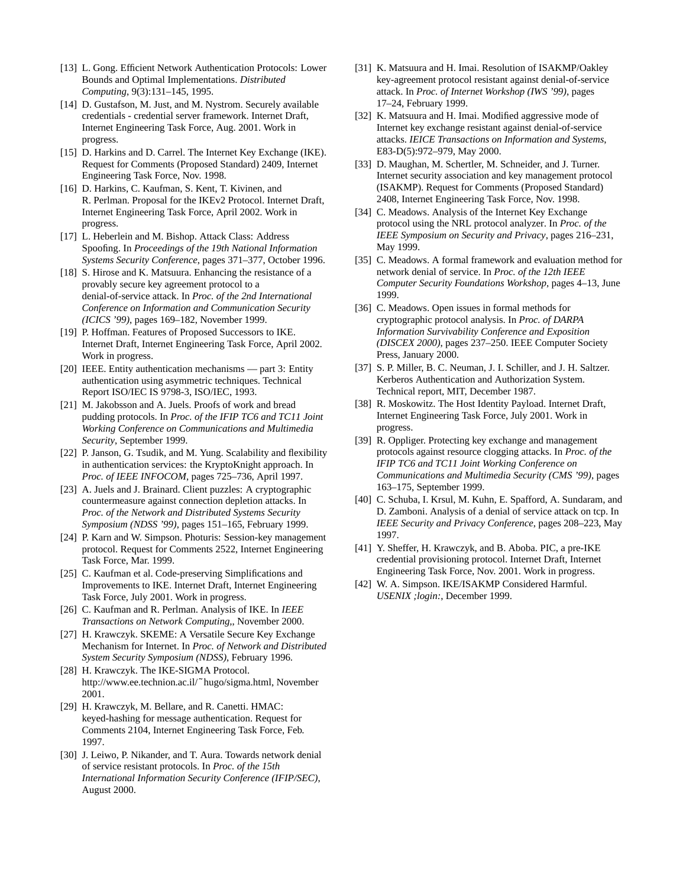[13] L. Gong. Efficient Network Authentication Protocols: Lower Bounds and Optimal Implementations. *Distributed Computing*, 9(3):131–145, 1995.

[14] D. Gustafson, M. Just, and M. Nystrom. Securely available credentials - credential server framework. Internet Draft, Internet Engineering Task Force, Aug. 2001. Work in progress.

[15] D. Harkins and D. Carrel. The Internet Key Exchange (IKE). Request for Comments (Proposed Standard) 2409, Internet Engineering Task Force, Nov. 1998.

[16] D. Harkins, C. Kaufman, S. Kent, T. Kivinen, and R. Perlman. Proposal for the IKEv2 Protocol. Internet Draft, Internet Engineering Task Force, April 2002. Work in progress.

[17] L. Heberlein and M. Bishop. Attack Class: Address Spoofing. In *Proceedings of the 19th National Information Systems Security Conference*, pages 371–377, October 1996.

[18] S. Hirose and K. Matsuura. Enhancing the resistance of a provably secure key agreement protocol to a denial-of-service attack. In *Proc. of the 2nd International Conference on Information and Communication Security (ICICS '99)*, pages 169–182, November 1999.

[19] P. Hoffman. Features of Proposed Successors to IKE. Internet Draft, Internet Engineering Task Force, April 2002. Work in progress.

[20] IEEE. Entity authentication mechanisms — part 3: Entity authentication using asymmetric techniques. Technical Report ISO/IEC IS 9798-3, ISO/IEC, 1993.

[21] M. Jakobsson and A. Juels. Proofs of work and bread pudding protocols. In *Proc. of the IFIP TC6 and TC11 Joint Working Conference on Communications and Multimedia Security*, September 1999.

[22] P. Janson, G. Tsudik, and M. Yung. Scalability and flexibility in authentication services: the KryptoKnight approach. In *Proc. of IEEE INFOCOM*, pages 725–736, April 1997.

[23] A. Juels and J. Brainard. Client puzzles: A cryptographic countermeasure against connection depletion attacks. In *Proc. of the Network and Distributed Systems Security Symposium (NDSS '99)*, pages 151–165, February 1999.

[24] P. Karn and W. Simpson. Photuris: Session-key management protocol. Request for Comments 2522, Internet Engineering Task Force, Mar. 1999.

[25] C. Kaufman et al. Code-preserving Simplifications and Improvements to IKE. Internet Draft, Internet Engineering Task Force, July 2001. Work in progress.

[26] C. Kaufman and R. Perlman. Analysis of IKE. In *IEEE Transactions on Network Computing,*, November 2000.

[27] H. Krawczyk. SKEME: A Versatile Secure Key Exchange Mechanism for Internet. In *Proc. of Network and Distributed System Security Symposium (NDSS)*, February 1996.

[28] H. Krawczyk. The IKE-SIGMA Protocol. http://www.ee.technion.ac.il/˜hugo/sigma.html, November 2001.

[29] H. Krawczyk, M. Bellare, and R. Canetti. HMAC: keyed-hashing for message authentication. Request for Comments 2104, Internet Engineering Task Force, Feb. 1997.

[30] J. Leiwo, P. Nikander, and T. Aura. Towards network denial of service resistant protocols. In *Proc. of the 15th International Information Security Conference (IFIP/SEC)*, August 2000.

[31] K. Matsuura and H. Imai. Resolution of ISAKMP/Oakley key-agreement protocol resistant against denial-of-service attack. In *Proc. of Internet Workshop (IWS '99)*, pages 17–24, February 1999.

[32] K. Matsuura and H. Imai. Modified aggressive mode of Internet key exchange resistant against denial-of-service attacks. *IEICE Transactions on Information and Systems*, E83-D(5):972–979, May 2000.

[33] D. Maughan, M. Schertler, M. Schneider, and J. Turner. Internet security association and key management protocol (ISAKMP). Request for Comments (Proposed Standard) 2408, Internet Engineering Task Force, Nov. 1998.

[34] C. Meadows. Analysis of the Internet Key Exchange protocol using the NRL protocol analyzer. In *Proc. of the IEEE Symposium on Security and Privacy*, pages 216–231, May 1999.

[35] C. Meadows. A formal framework and evaluation method for network denial of service. In *Proc. of the 12th IEEE Computer Security Foundations Workshop*, pages 4–13, June 1999.

[36] C. Meadows. Open issues in formal methods for cryptographic protocol analysis. In *Proc. of DARPA Information Survivability Conference and Exposition (DISCEX 2000)*, pages 237–250. IEEE Computer Society Press, January 2000.

[37] S. P. Miller, B. C. Neuman, J. I. Schiller, and J. H. Saltzer. Kerberos Authentication and Authorization System. Technical report, MIT, December 1987.

[38] R. Moskowitz. The Host Identity Payload. Internet Draft, Internet Engineering Task Force, July 2001. Work in progress.

[39] R. Oppliger. Protecting key exchange and management protocols against resource clogging attacks. In *Proc. of the IFIP TC6 and TC11 Joint Working Conference on Communications and Multimedia Security (CMS '99)*, pages 163–175, September 1999.

[40] C. Schuba, I. Krsul, M. Kuhn, E. Spafford, A. Sundaram, and D. Zamboni. Analysis of a denial of service attack on tcp. In *IEEE Security and Privacy Conference*, pages 208–223, May 1997.

[41] Y. Sheffer, H. Krawczyk, and B. Aboba. PIC, a pre-IKE credential provisioning protocol. Internet Draft, Internet Engineering Task Force, Nov. 2001. Work in progress.

[42] W. A. Simpson. IKE/ISAKMP Considered Harmful. *USENIX ;login:*, December 1999.